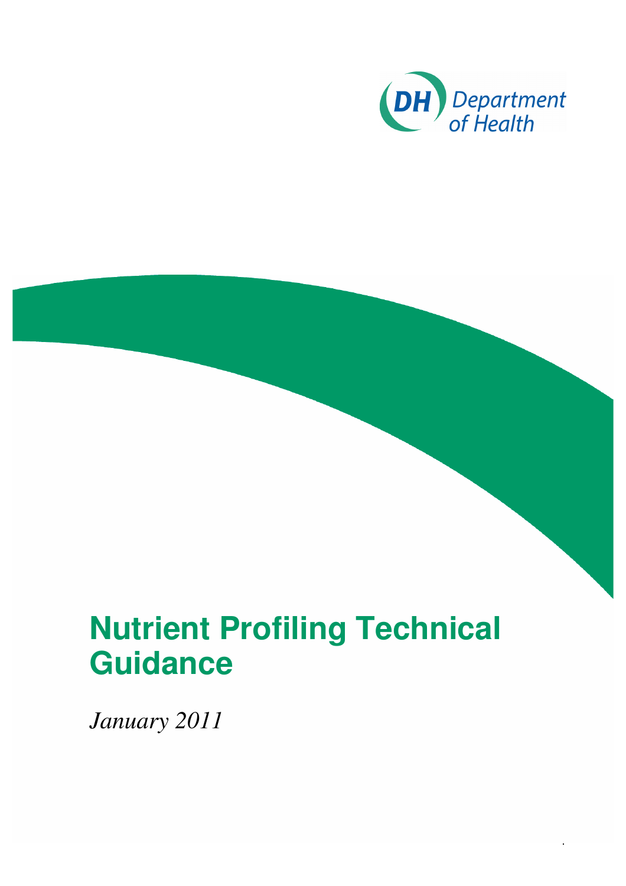DH Department of Health

# Nutrient Profiling Technical Guidance

*January 2011*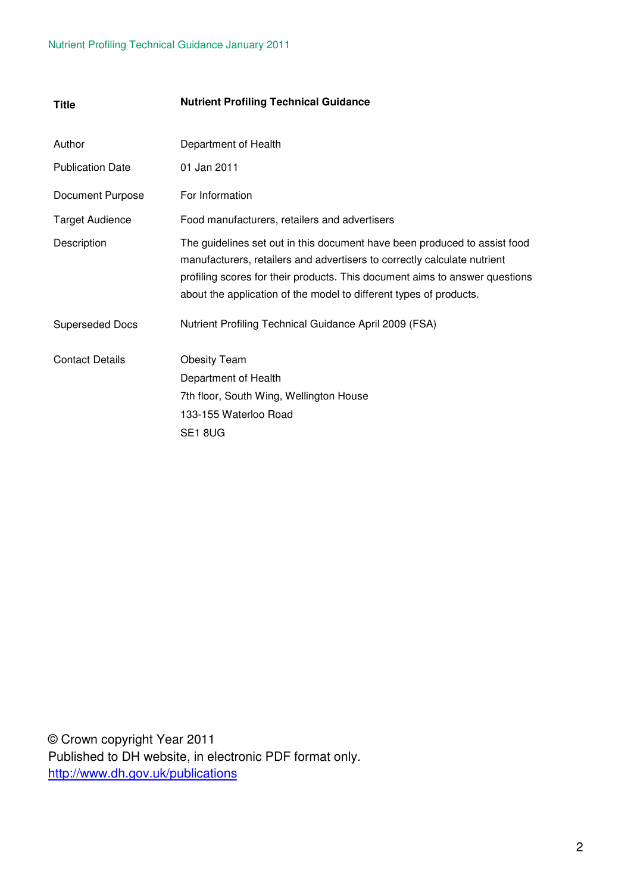| **Title** | **Nutrient Profiling Technical Guidance** |
|---|---|
| Author | Department of Health |
| Publication Date | 01 Jan 2011 |
| Document Purpose | For Information |
| Target Audience | Food manufacturers, retailers and advertisers |
| Description | The guidelines set out in this document have been produced to assist food manufacturers, retailers and advertisers to correctly calculate nutrient profiling scores for their products. This document aims to answer questions about the application of the model to different types of products. |
| Superseded Docs | Nutrient Profiling Technical Guidance April 2009 (FSA) |
| Contact Details | Obesity Team<br>Department of Health<br>7th floor, South Wing, Wellington House<br>133-155 Waterloo Road<br>SE1 8UG |

© Crown copyright Year 2011
Published to DH website, in electronic PDF format only.
http://www.dh.gov.uk/publications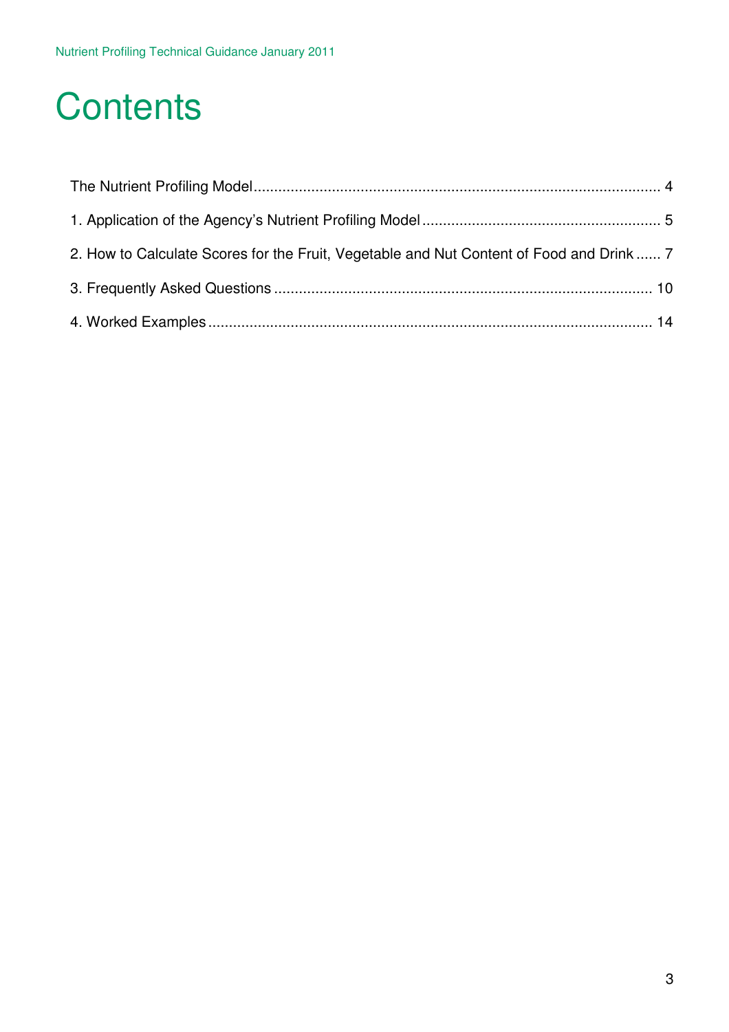# Contents

The Nutrient Profiling Model .................................................................................................. 4

1. Application of the Agency's Nutrient Profiling Model ......................................................... 5

2. How to Calculate Scores for the Fruit, Vegetable and Nut Content of Food and Drink ...... 7

3. Frequently Asked Questions ........................................................................................... 10

4. Worked Examples ........................................................................................................... 14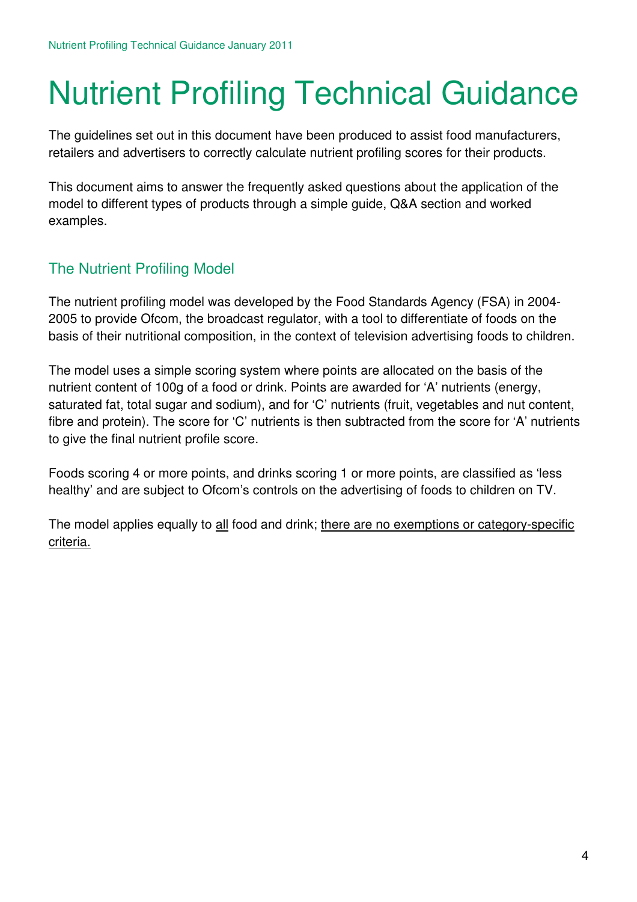# Nutrient Profiling Technical Guidance

The guidelines set out in this document have been produced to assist food manufacturers, retailers and advertisers to correctly calculate nutrient profiling scores for their products.

This document aims to answer the frequently asked questions about the application of the model to different types of products through a simple guide, Q&A section and worked examples.

## The Nutrient Profiling Model

The nutrient profiling model was developed by the Food Standards Agency (FSA) in 2004-2005 to provide Ofcom, the broadcast regulator, with a tool to differentiate of foods on the basis of their nutritional composition, in the context of television advertising foods to children.

The model uses a simple scoring system where points are allocated on the basis of the nutrient content of 100g of a food or drink. Points are awarded for 'A' nutrients (energy, saturated fat, total sugar and sodium), and for 'C' nutrients (fruit, vegetables and nut content, fibre and protein). The score for 'C' nutrients is then subtracted from the score for 'A' nutrients to give the final nutrient profile score.

Foods scoring 4 or more points, and drinks scoring 1 or more points, are classified as 'less healthy' and are subject to Ofcom's controls on the advertising of foods to children on TV.

The model applies equally to <u>all</u> food and drink; <u>there are no exemptions or category-specific criteria.</u>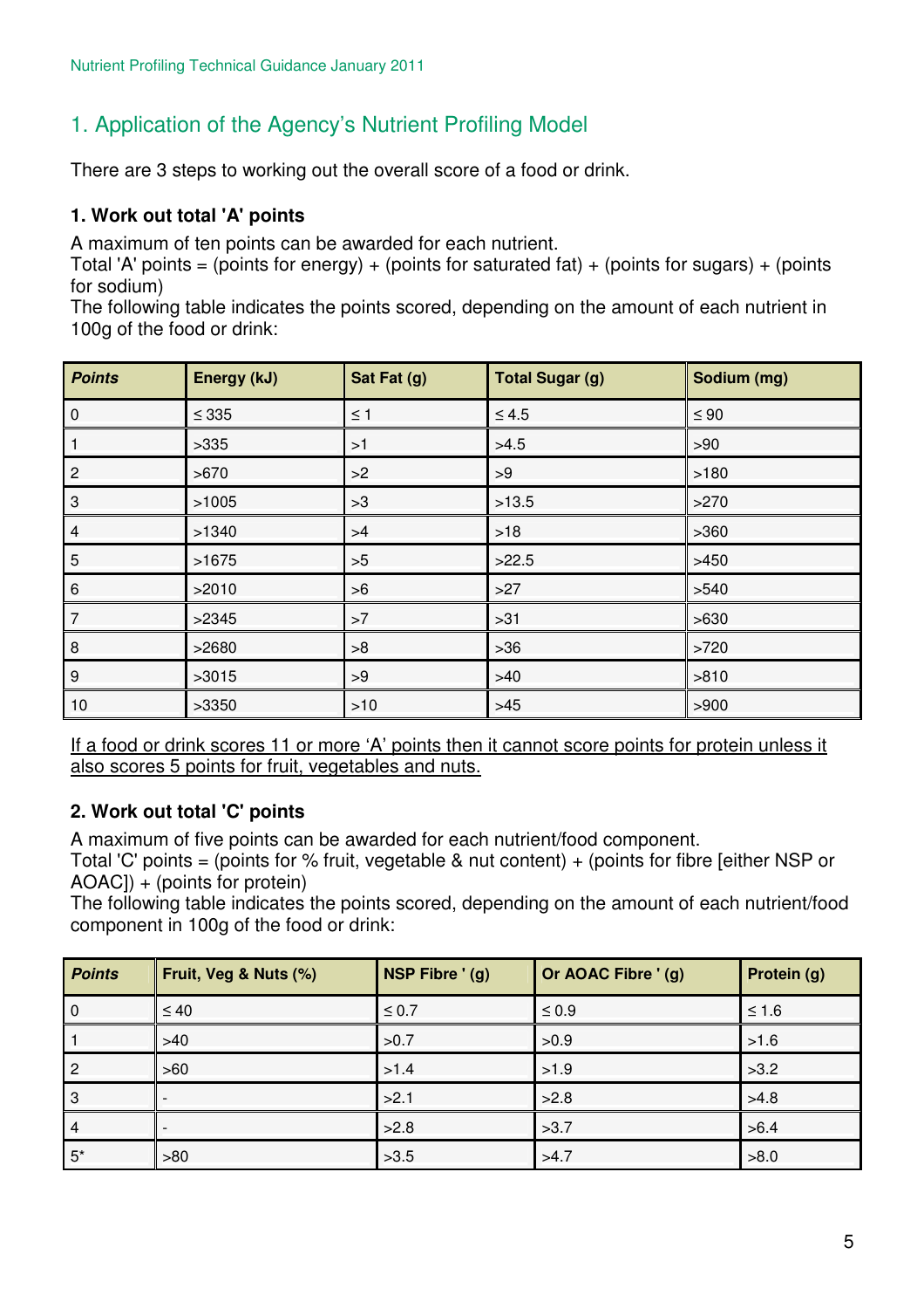# 1. Application of the Agency's Nutrient Profiling Model

There are 3 steps to working out the overall score of a food or drink.

### 1. Work out total 'A' points

A maximum of ten points can be awarded for each nutrient.
Total 'A' points = (points for energy) + (points for saturated fat) + (points for sugars) + (points for sodium)
The following table indicates the points scored, depending on the amount of each nutrient in 100g of the food or drink:

| *Points* | Energy (kJ) | Sat Fat (g) | Total Sugar (g) | Sodium (mg) |
|---|---|---|---|---|
| 0 | ≤ 335 | ≤ 1 | ≤ 4.5 | ≤ 90 |
| 1 | >335 | >1 | >4.5 | >90 |
| 2 | >670 | >2 | >9 | >180 |
| 3 | >1005 | >3 | >13.5 | >270 |
| 4 | >1340 | >4 | >18 | >360 |
| 5 | >1675 | >5 | >22.5 | >450 |
| 6 | >2010 | >6 | >27 | >540 |
| 7 | >2345 | >7 | >31 | >630 |
| 8 | >2680 | >8 | >36 | >720 |
| 9 | >3015 | >9 | >40 | >810 |
| 10 | >3350 | >10 | >45 | >900 |

<u>If a food or drink scores 11 or more 'A' points then it cannot score points for protein unless it also scores 5 points for fruit, vegetables and nuts.</u>

### 2. Work out total 'C' points

A maximum of five points can be awarded for each nutrient/food component.
Total 'C' points = (points for % fruit, vegetable & nut content) + (points for fibre [either NSP or AOAC]) + (points for protein)
The following table indicates the points scored, depending on the amount of each nutrient/food component in 100g of the food or drink:

| *Points* | Fruit, Veg & Nuts (%) | NSP Fibre ' (g) | Or AOAC Fibre ' (g) | Protein (g) |
|---|---|---|---|---|
| 0 | ≤ 40 | ≤ 0.7 | ≤ 0.9 | ≤ 1.6 |
| 1 | >40 | >0.7 | >0.9 | >1.6 |
| 2 | >60 | >1.4 | >1.9 | >3.2 |
| 3 | - | >2.1 | >2.8 | >4.8 |
| 4 | - | >2.8 | >3.7 | >6.4 |
| 5* | >80 | >3.5 | >4.7 | >8.0 |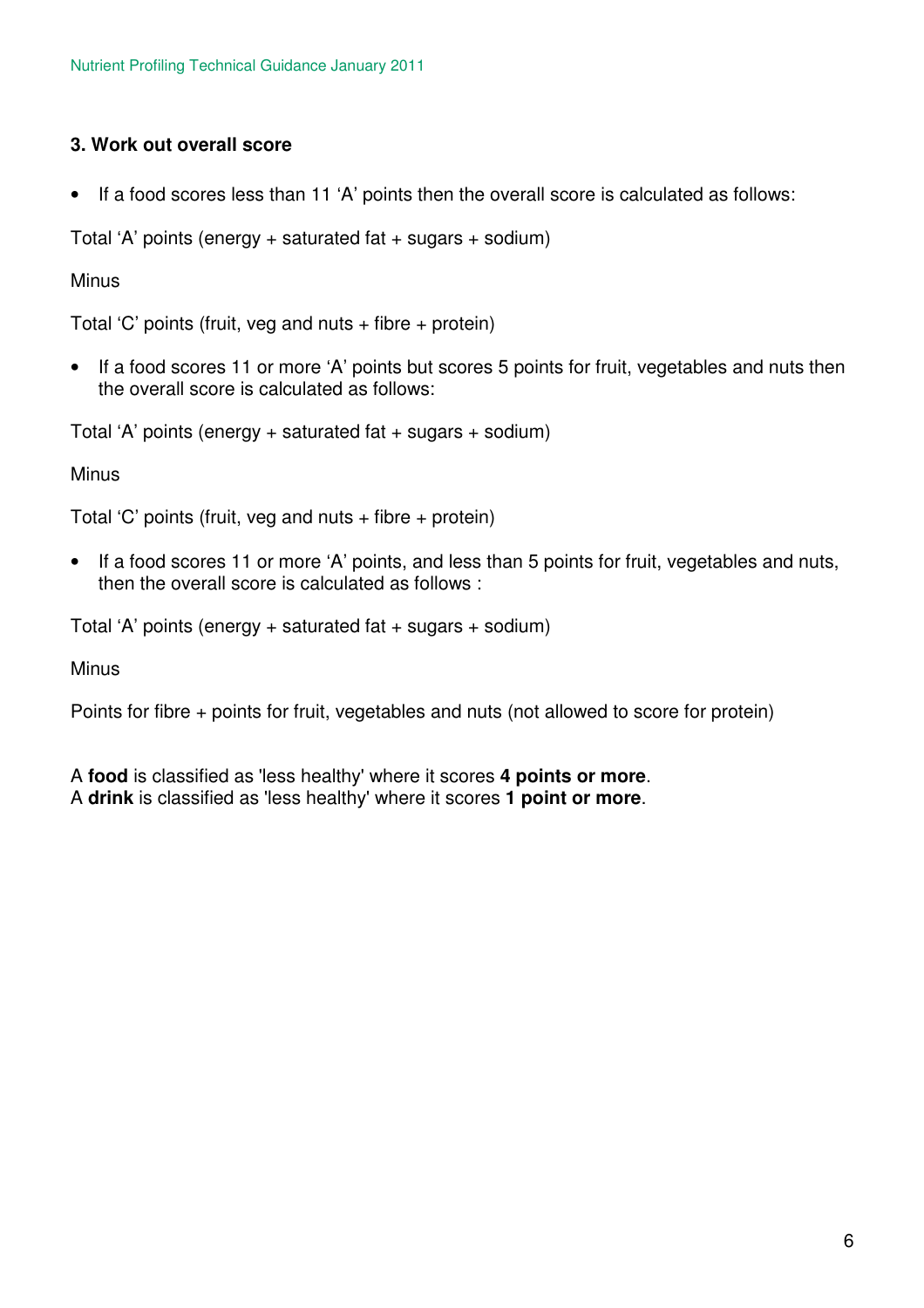### 3. Work out overall score

- If a food scores less than 11 ‘A’ points then the overall score is calculated as follows:

Total ‘A’ points (energy + saturated fat + sugars + sodium)

Minus

Total ‘C’ points (fruit, veg and nuts + fibre + protein)

- If a food scores 11 or more ‘A’ points but scores 5 points for fruit, vegetables and nuts then the overall score is calculated as follows:

Total ‘A’ points (energy + saturated fat + sugars + sodium)

Minus

Total ‘C’ points (fruit, veg and nuts + fibre + protein)

- If a food scores 11 or more ‘A’ points, and less than 5 points for fruit, vegetables and nuts, then the overall score is calculated as follows :

Total ‘A’ points (energy + saturated fat + sugars + sodium)

Minus

Points for fibre + points for fruit, vegetables and nuts (not allowed to score for protein)

A **food** is classified as 'less healthy' where it scores **4 points or more**.
A **drink** is classified as 'less healthy' where it scores **1 point or more**.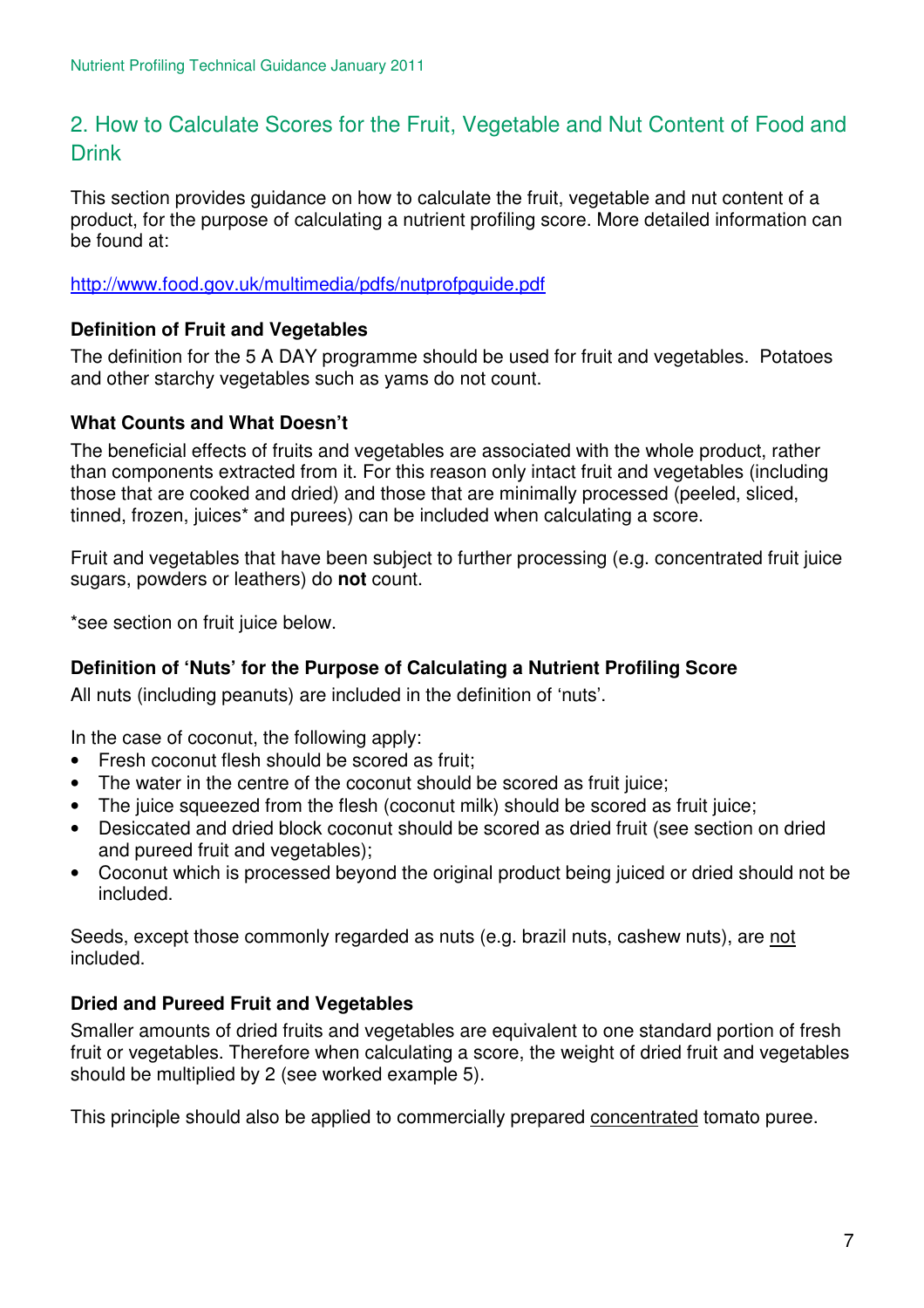## 2. How to Calculate Scores for the Fruit, Vegetable and Nut Content of Food and Drink

This section provides guidance on how to calculate the fruit, vegetable and nut content of a product, for the purpose of calculating a nutrient profiling score. More detailed information can be found at:

http://www.food.gov.uk/multimedia/pdfs/nutprofpguide.pdf

### Definition of Fruit and Vegetables

The definition for the 5 A DAY programme should be used for fruit and vegetables. Potatoes and other starchy vegetables such as yams do not count.

### What Counts and What Doesn't

The beneficial effects of fruits and vegetables are associated with the whole product, rather than components extracted from it. For this reason only intact fruit and vegetables (including those that are cooked and dried) and those that are minimally processed (peeled, sliced, tinned, frozen, juices* and purees) can be included when calculating a score.

Fruit and vegetables that have been subject to further processing (e.g. concentrated fruit juice sugars, powders or leathers) do **not** count.

*see section on fruit juice below.

### Definition of 'Nuts' for the Purpose of Calculating a Nutrient Profiling Score

All nuts (including peanuts) are included in the definition of 'nuts'.

In the case of coconut, the following apply:

- Fresh coconut flesh should be scored as fruit;
- The water in the centre of the coconut should be scored as fruit juice;
- The juice squeezed from the flesh (coconut milk) should be scored as fruit juice;
- Desiccated and dried block coconut should be scored as dried fruit (see section on dried and pureed fruit and vegetables);
- Coconut which is processed beyond the original product being juiced or dried should not be included.

Seeds, except those commonly regarded as nuts (e.g. brazil nuts, cashew nuts), are not included.

### Dried and Pureed Fruit and Vegetables

Smaller amounts of dried fruits and vegetables are equivalent to one standard portion of fresh fruit or vegetables. Therefore when calculating a score, the weight of dried fruit and vegetables should be multiplied by 2 (see worked example 5).

This principle should also be applied to commercially prepared concentrated tomato puree.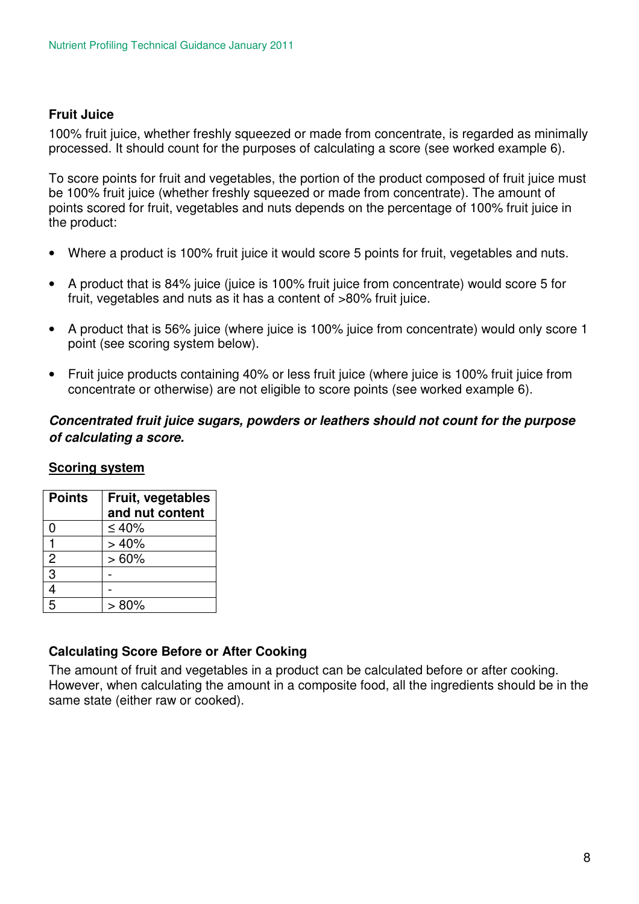### Fruit Juice

100% fruit juice, whether freshly squeezed or made from concentrate, is regarded as minimally processed. It should count for the purposes of calculating a score (see worked example 6).

To score points for fruit and vegetables, the portion of the product composed of fruit juice must be 100% fruit juice (whether freshly squeezed or made from concentrate). The amount of points scored for fruit, vegetables and nuts depends on the percentage of 100% fruit juice in the product:

- Where a product is 100% fruit juice it would score 5 points for fruit, vegetables and nuts.
- A product that is 84% juice (juice is 100% fruit juice from concentrate) would score 5 for fruit, vegetables and nuts as it has a content of >80% fruit juice.
- A product that is 56% juice (where juice is 100% juice from concentrate) would only score 1 point (see scoring system below).
- Fruit juice products containing 40% or less fruit juice (where juice is 100% fruit juice from concentrate or otherwise) are not eligible to score points (see worked example 6).

***Concentrated fruit juice sugars, powders or leathers should not count for the purpose of calculating a score.***

**Scoring system**

| Points | Fruit, vegetables and nut content |
|---|---|
| 0 | ≤ 40% |
| 1 | > 40% |
| 2 | > 60% |
| 3 | - |
| 4 | - |
| 5 | > 80% |

### Calculating Score Before or After Cooking

The amount of fruit and vegetables in a product can be calculated before or after cooking. However, when calculating the amount in a composite food, all the ingredients should be in the same state (either raw or cooked).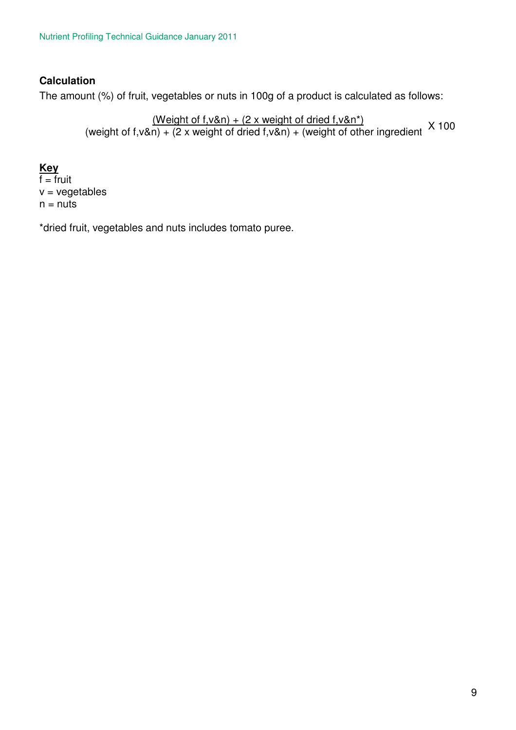**Calculation**

The amount (%) of fruit, vegetables or nuts in 100g of a product is calculated as follows:

$$\frac{\text{(Weight of f,v\&n)} + \text{(2 x weight of dried f,v\&n*)}}{\text{(weight of f,v\&n)} + \text{(2 x weight of dried f,v\&n)} + \text{(weight of other ingredient}} \times 100$$

**Key**

f = fruit
v = vegetables
n = nuts

*dried fruit, vegetables and nuts includes tomato puree.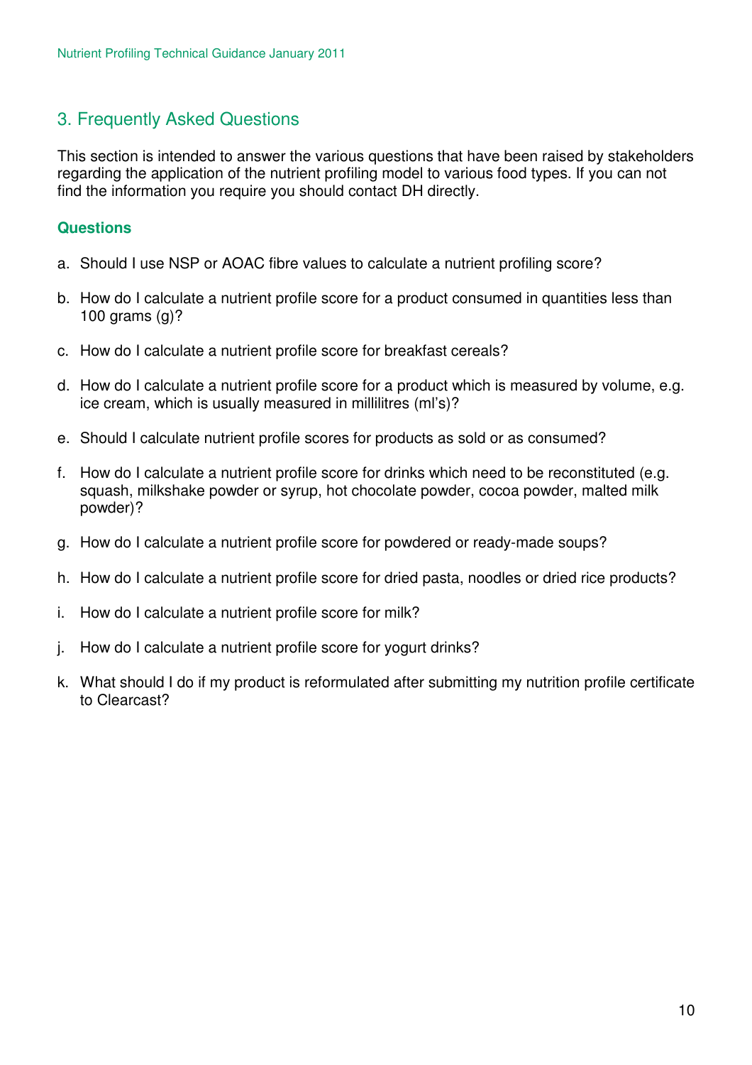## 3. Frequently Asked Questions

This section is intended to answer the various questions that have been raised by stakeholders regarding the application of the nutrient profiling model to various food types. If you can not find the information you require you should contact DH directly.

### Questions

a. Should I use NSP or AOAC fibre values to calculate a nutrient profiling score?

b. How do I calculate a nutrient profile score for a product consumed in quantities less than 100 grams (g)?

c. How do I calculate a nutrient profile score for breakfast cereals?

d. How do I calculate a nutrient profile score for a product which is measured by volume, e.g. ice cream, which is usually measured in millilitres (ml's)?

e. Should I calculate nutrient profile scores for products as sold or as consumed?

f. How do I calculate a nutrient profile score for drinks which need to be reconstituted (e.g. squash, milkshake powder or syrup, hot chocolate powder, cocoa powder, malted milk powder)?

g. How do I calculate a nutrient profile score for powdered or ready-made soups?

h. How do I calculate a nutrient profile score for dried pasta, noodles or dried rice products?

i. How do I calculate a nutrient profile score for milk?

j. How do I calculate a nutrient profile score for yogurt drinks?

k. What should I do if my product is reformulated after submitting my nutrition profile certificate to Clearcast?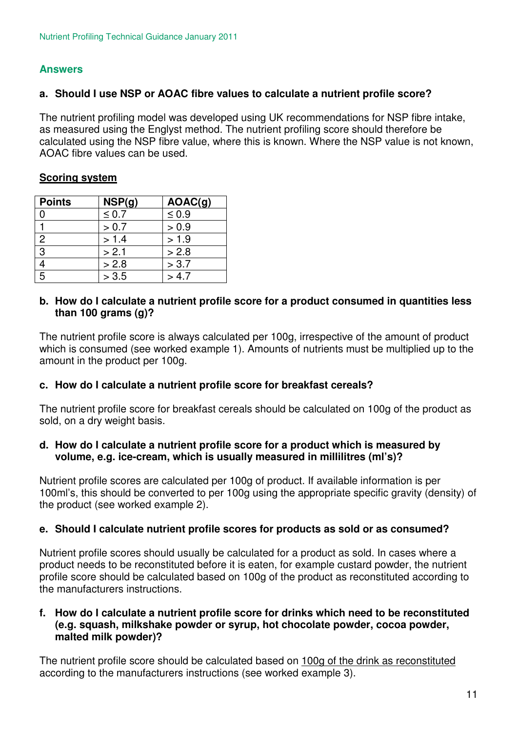## Answers

### a. Should I use NSP or AOAC fibre values to calculate a nutrient profile score?

The nutrient profiling model was developed using UK recommendations for NSP fibre intake, as measured using the Englyst method. The nutrient profiling score should therefore be calculated using the NSP fibre value, where this is known. Where the NSP value is not known, AOAC fibre values can be used.

**Scoring system**

| Points | NSP(g) | AOAC(g) |
|---|---|---|
| 0 | ≤ 0.7 | ≤ 0.9 |
| 1 | > 0.7 | > 0.9 |
| 2 | > 1.4 | > 1.9 |
| 3 | > 2.1 | > 2.8 |
| 4 | > 2.8 | > 3.7 |
| 5 | > 3.5 | > 4.7 |

### b. How do I calculate a nutrient profile score for a product consumed in quantities less than 100 grams (g)?

The nutrient profile score is always calculated per 100g, irrespective of the amount of product which is consumed (see worked example 1). Amounts of nutrients must be multiplied up to the amount in the product per 100g.

### c. How do I calculate a nutrient profile score for breakfast cereals?

The nutrient profile score for breakfast cereals should be calculated on 100g of the product as sold, on a dry weight basis.

### d. How do I calculate a nutrient profile score for a product which is measured by volume, e.g. ice-cream, which is usually measured in millilitres (ml's)?

Nutrient profile scores are calculated per 100g of product. If available information is per 100ml's, this should be converted to per 100g using the appropriate specific gravity (density) of the product (see worked example 2).

### e. Should I calculate nutrient profile scores for products as sold or as consumed?

Nutrient profile scores should usually be calculated for a product as sold. In cases where a product needs to be reconstituted before it is eaten, for example custard powder, the nutrient profile score should be calculated based on 100g of the product as reconstituted according to the manufacturers instructions.

### f. How do I calculate a nutrient profile score for drinks which need to be reconstituted (e.g. squash, milkshake powder or syrup, hot chocolate powder, cocoa powder, malted milk powder)?

The nutrient profile score should be calculated based on 100g of the drink as reconstituted according to the manufacturers instructions (see worked example 3).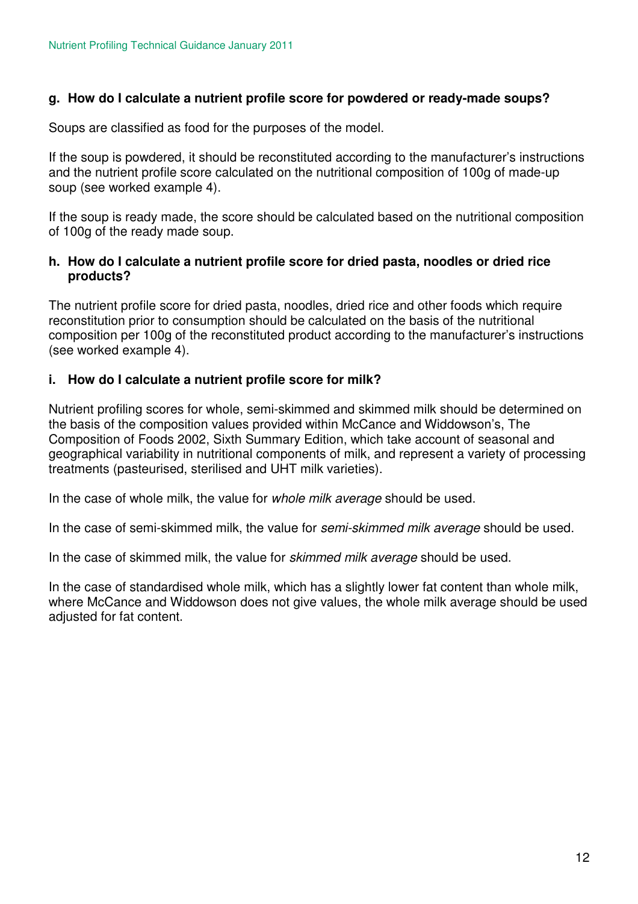**g. How do I calculate a nutrient profile score for powdered or ready-made soups?**

Soups are classified as food for the purposes of the model.

If the soup is powdered, it should be reconstituted according to the manufacturer's instructions and the nutrient profile score calculated on the nutritional composition of 100g of made-up soup (see worked example 4).

If the soup is ready made, the score should be calculated based on the nutritional composition of 100g of the ready made soup.

**h. How do I calculate a nutrient profile score for dried pasta, noodles or dried rice products?**

The nutrient profile score for dried pasta, noodles, dried rice and other foods which require reconstitution prior to consumption should be calculated on the basis of the nutritional composition per 100g of the reconstituted product according to the manufacturer's instructions (see worked example 4).

**i. How do I calculate a nutrient profile score for milk?**

Nutrient profiling scores for whole, semi-skimmed and skimmed milk should be determined on the basis of the composition values provided within McCance and Widdowson's, The Composition of Foods 2002, Sixth Summary Edition, which take account of seasonal and geographical variability in nutritional components of milk, and represent a variety of processing treatments (pasteurised, sterilised and UHT milk varieties).

In the case of whole milk, the value for *whole milk average* should be used.

In the case of semi-skimmed milk, the value for *semi-skimmed milk average* should be used.

In the case of skimmed milk, the value for *skimmed milk average* should be used.

In the case of standardised whole milk, which has a slightly lower fat content than whole milk, where McCance and Widdowson does not give values, the whole milk average should be used adjusted for fat content.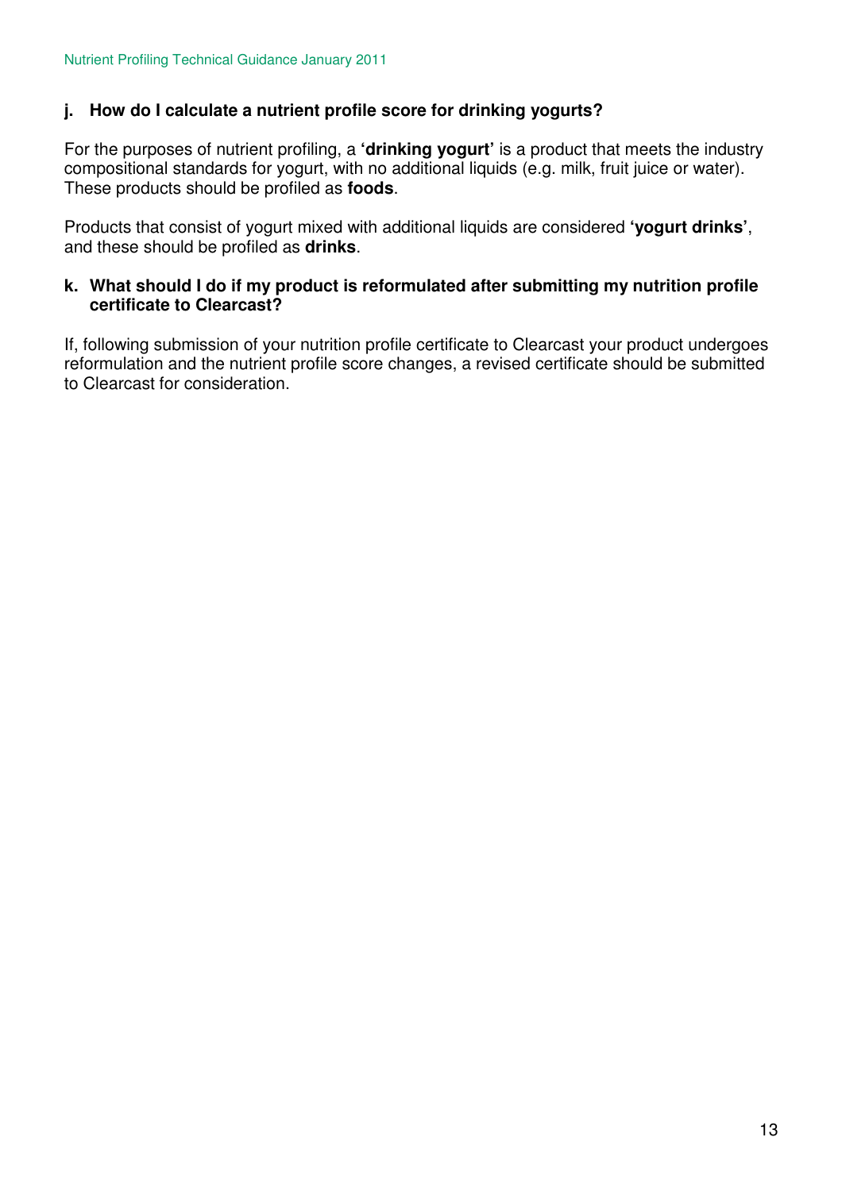### j. How do I calculate a nutrient profile score for drinking yogurts?

For the purposes of nutrient profiling, a **'drinking yogurt'** is a product that meets the industry compositional standards for yogurt, with no additional liquids (e.g. milk, fruit juice or water). These products should be profiled as **foods**.

Products that consist of yogurt mixed with additional liquids are considered **'yogurt drinks'**, and these should be profiled as **drinks**.

### k. What should I do if my product is reformulated after submitting my nutrition profile certificate to Clearcast?

If, following submission of your nutrition profile certificate to Clearcast your product undergoes reformulation and the nutrient profile score changes, a revised certificate should be submitted to Clearcast for consideration.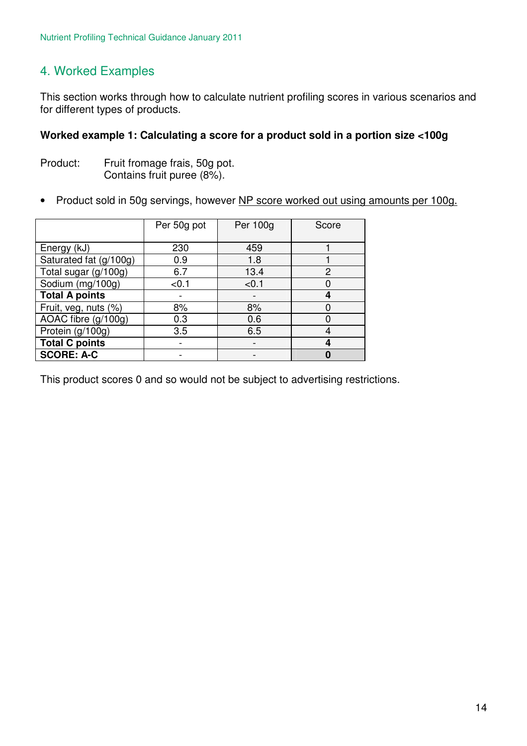## 4. Worked Examples

This section works through how to calculate nutrient profiling scores in various scenarios and for different types of products.

**Worked example 1: Calculating a score for a product sold in a portion size <100g**

Product: Fruit fromage frais, 50g pot.
Contains fruit puree (8%).

- Product sold in 50g servings, however NP score worked out using amounts per 100g.

| | Per 50g pot | Per 100g | Score |
|---|---|---|---|
| Energy (kJ) | 230 | 459 | 1 |
| Saturated fat (g/100g) | 0.9 | 1.8 | 1 |
| Total sugar (g/100g) | 6.7 | 13.4 | 2 |
| Sodium (mg/100g) | <0.1 | <0.1 | 0 |
| **Total A points** | - | - | **4** |
| Fruit, veg, nuts (%) | 8% | 8% | 0 |
| AOAC fibre (g/100g) | 0.3 | 0.6 | 0 |
| Protein (g/100g) | 3.5 | 6.5 | 4 |
| **Total C points** | - | - | **4** |
| **SCORE: A-C** | - | - | **0** |

This product scores 0 and so would not be subject to advertising restrictions.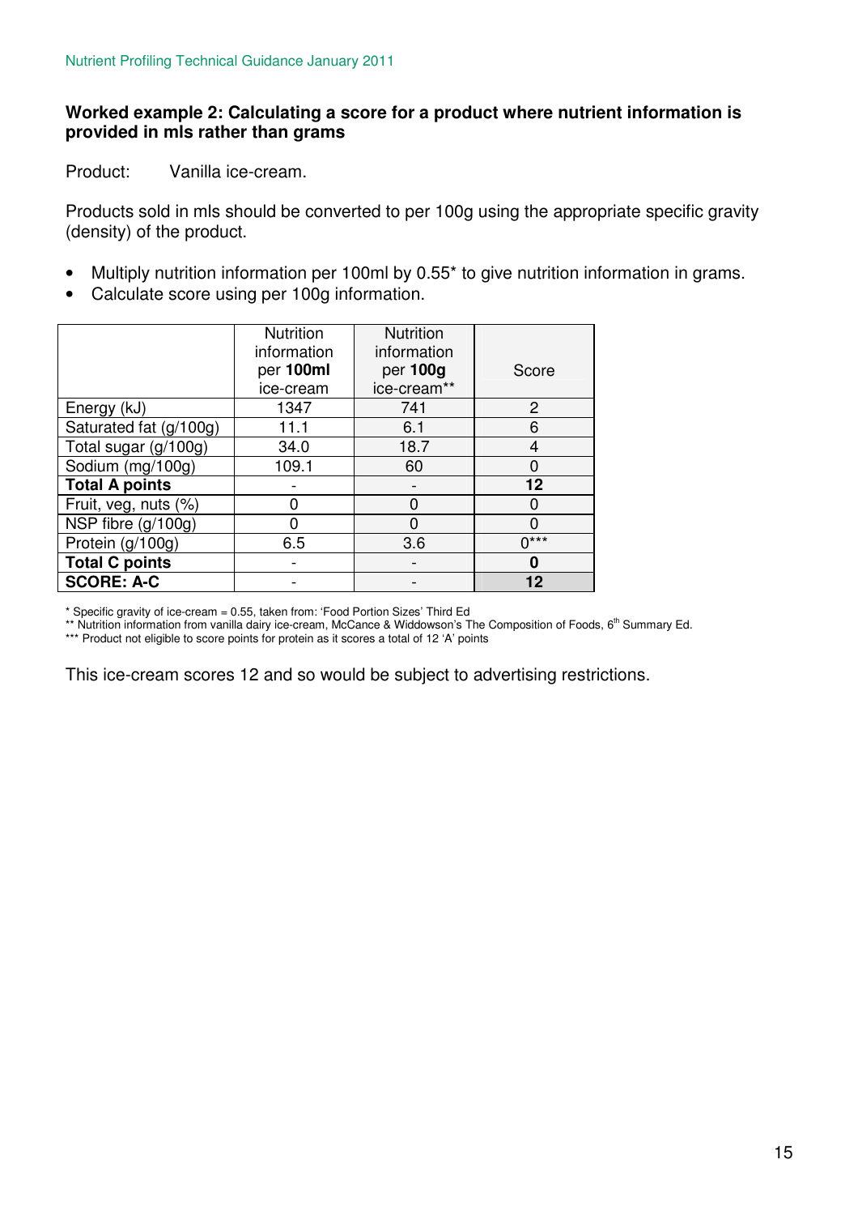### Worked example 2: Calculating a score for a product where nutrient information is provided in mls rather than grams

Product: Vanilla ice-cream.

Products sold in mls should be converted to per 100g using the appropriate specific gravity (density) of the product.

- Multiply nutrition information per 100ml by 0.55* to give nutrition information in grams.
- Calculate score using per 100g information.

| | Nutrition information per **100ml** ice-cream | Nutrition information per **100g** ice-cream** | Score |
|---|---|---|---|
| Energy (kJ) | 1347 | 741 | 2 |
| Saturated fat (g/100g) | 11.1 | 6.1 | 6 |
| Total sugar (g/100g) | 34.0 | 18.7 | 4 |
| Sodium (mg/100g) | 109.1 | 60 | 0 |
| **Total A points** | - | - | **12** |
| Fruit, veg, nuts (%) | 0 | 0 | 0 |
| NSP fibre (g/100g) | 0 | 0 | 0 |
| Protein (g/100g) | 6.5 | 3.6 | 0*** |
| **Total C points** | - | - | **0** |
| **SCORE: A-C** | - | - | **12** |

* Specific gravity of ice-cream = 0.55, taken from: 'Food Portion Sizes' Third Ed
** Nutrition information from vanilla dairy ice-cream, McCance & Widdowson's The Composition of Foods, 6th Summary Ed.
*** Product not eligible to score points for protein as it scores a total of 12 'A' points

This ice-cream scores 12 and so would be subject to advertising restrictions.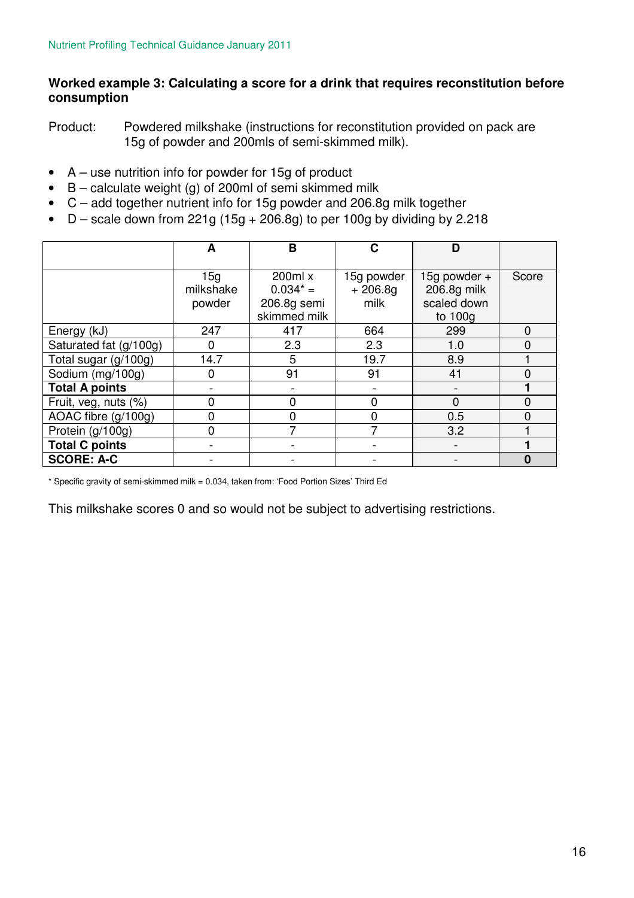**Worked example 3: Calculating a score for a drink that requires reconstitution before consumption**

Product: Powdered milkshake (instructions for reconstitution provided on pack are 15g of powder and 200mls of semi-skimmed milk).

- A – use nutrition info for powder for 15g of product
- B – calculate weight (g) of 200ml of semi skimmed milk
- C – add together nutrient info for 15g powder and 206.8g milk together
- D – scale down from 221g (15g + 206.8g) to per 100g by dividing by 2.218

| | A | B | C | D | |
|---|---|---|---|---|---|
| | 15g milkshake powder | 200ml x 0.034* = 206.8g semi skimmed milk | 15g powder + 206.8g milk | 15g powder + 206.8g milk scaled down to 100g | Score |
| Energy (kJ) | 247 | 417 | 664 | 299 | 0 |
| Saturated fat (g/100g) | 0 | 2.3 | 2.3 | 1.0 | 0 |
| Total sugar (g/100g) | 14.7 | 5 | 19.7 | 8.9 | 1 |
| Sodium (mg/100g) | 0 | 91 | 91 | 41 | 0 |
| **Total A points** | - | - | - | - | **1** |
| Fruit, veg, nuts (%) | 0 | 0 | 0 | 0 | 0 |
| AOAC fibre (g/100g) | 0 | 0 | 0 | 0.5 | 0 |
| Protein (g/100g) | 0 | 7 | 7 | 3.2 | 1 |
| **Total C points** | - | - | - | - | **1** |
| **SCORE: A-C** | - | - | - | - | **0** |

\* Specific gravity of semi-skimmed milk = 0.034, taken from: 'Food Portion Sizes' Third Ed

This milkshake scores 0 and so would not be subject to advertising restrictions.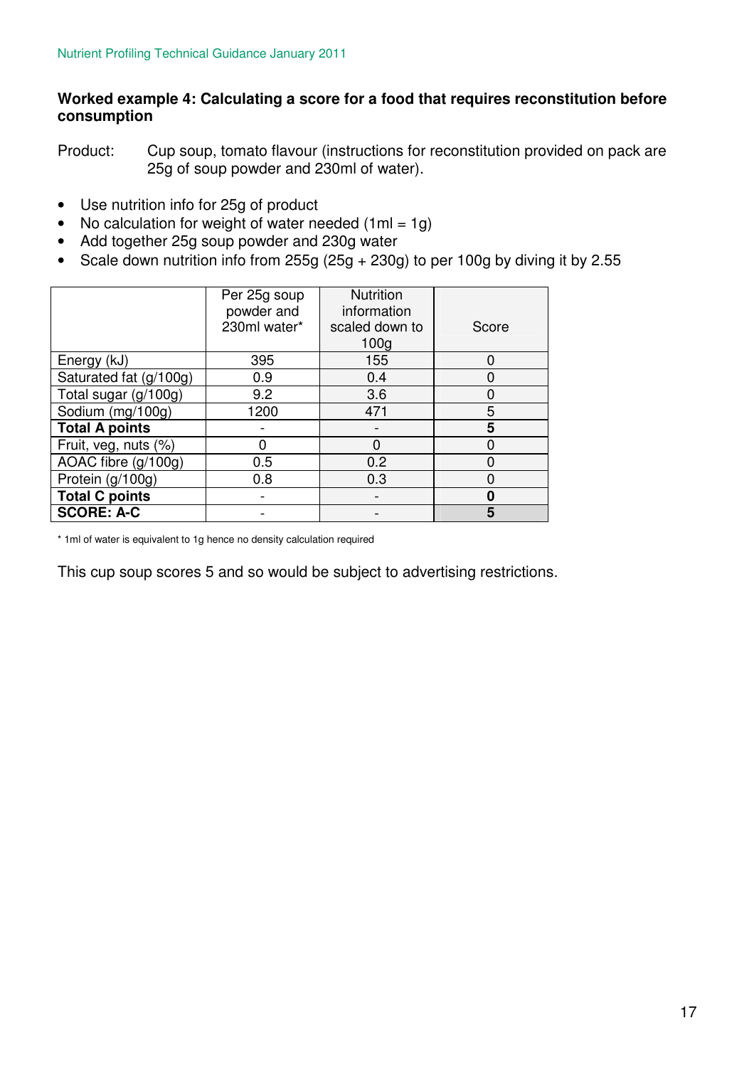**Worked example 4: Calculating a score for a food that requires reconstitution before consumption**

Product: Cup soup, tomato flavour (instructions for reconstitution provided on pack are 25g of soup powder and 230ml of water).

- Use nutrition info for 25g of product
- No calculation for weight of water needed (1ml = 1g)
- Add together 25g soup powder and 230g water
- Scale down nutrition info from 255g (25g + 230g) to per 100g by diving it by 2.55

| | Per 25g soup powder and 230ml water* | Nutrition information scaled down to 100g | Score |
|---|---|---|---|
| Energy (kJ) | 395 | 155 | 0 |
| Saturated fat (g/100g) | 0.9 | 0.4 | 0 |
| Total sugar (g/100g) | 9.2 | 3.6 | 0 |
| Sodium (mg/100g) | 1200 | 471 | 5 |
| **Total A points** | - | - | **5** |
| Fruit, veg, nuts (%) | 0 | 0 | 0 |
| AOAC fibre (g/100g) | 0.5 | 0.2 | 0 |
| Protein (g/100g) | 0.8 | 0.3 | 0 |
| **Total C points** | - | - | **0** |
| **SCORE: A-C** | - | - | **5** |

\* 1ml of water is equivalent to 1g hence no density calculation required

This cup soup scores 5 and so would be subject to advertising restrictions.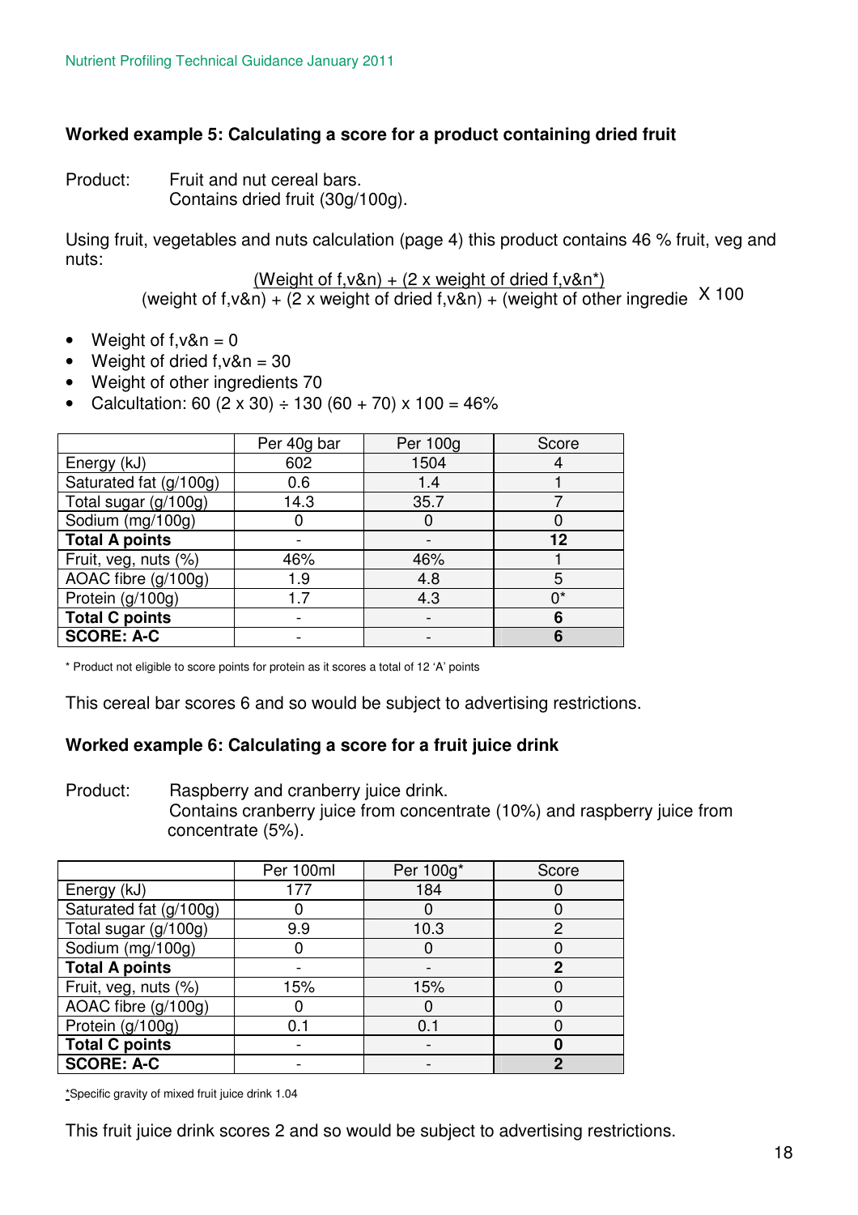### Worked example 5: Calculating a score for a product containing dried fruit

Product: Fruit and nut cereal bars.
Contains dried fruit (30g/100g).

Using fruit, vegetables and nuts calculation (page 4) this product contains 46 % fruit, veg and nuts:

$$\frac{\text{(Weight of f,v\&n) + (2 x weight of dried f,v\&n*)}}{\text{(weight of f,v\&n) + (2 x weight of dried f,v\&n) + (weight of other ingredie}} \text{ X 100}$$

- Weight of f,v&n = 0
- Weight of dried f,v&n = 30
- Weight of other ingredients 70
- Calcultation: 60 (2 x 30) ÷ 130 (60 + 70) x 100 = 46%

| | Per 40g bar | Per 100g | Score |
|---|---|---|---|
| Energy (kJ) | 602 | 1504 | 4 |
| Saturated fat (g/100g) | 0.6 | 1.4 | 1 |
| Total sugar (g/100g) | 14.3 | 35.7 | 7 |
| Sodium (mg/100g) | 0 | 0 | 0 |
| **Total A points** | - | - | **12** |
| Fruit, veg, nuts (%) | 46% | 46% | 1 |
| AOAC fibre (g/100g) | 1.9 | 4.8 | 5 |
| Protein (g/100g) | 1.7 | 4.3 | 0* |
| **Total C points** | - | - | **6** |
| **SCORE: A-C** | - | - | **6** |

\* Product not eligible to score points for protein as it scores a total of 12 'A' points

This cereal bar scores 6 and so would be subject to advertising restrictions.

### Worked example 6: Calculating a score for a fruit juice drink

Product: Raspberry and cranberry juice drink.
Contains cranberry juice from concentrate (10%) and raspberry juice from concentrate (5%).

| | Per 100ml | Per 100g* | Score |
|---|---|---|---|
| Energy (kJ) | 177 | 184 | 0 |
| Saturated fat (g/100g) | 0 | 0 | 0 |
| Total sugar (g/100g) | 9.9 | 10.3 | 2 |
| Sodium (mg/100g) | 0 | 0 | 0 |
| **Total A points** | - | - | **2** |
| Fruit, veg, nuts (%) | 15% | 15% | 0 |
| AOAC fibre (g/100g) | 0 | 0 | 0 |
| Protein (g/100g) | 0.1 | 0.1 | 0 |
| **Total C points** | - | - | **0** |
| **SCORE: A-C** | - | - | **2** |

*Specific gravity of mixed fruit juice drink 1.04

This fruit juice drink scores 2 and so would be subject to advertising restrictions.